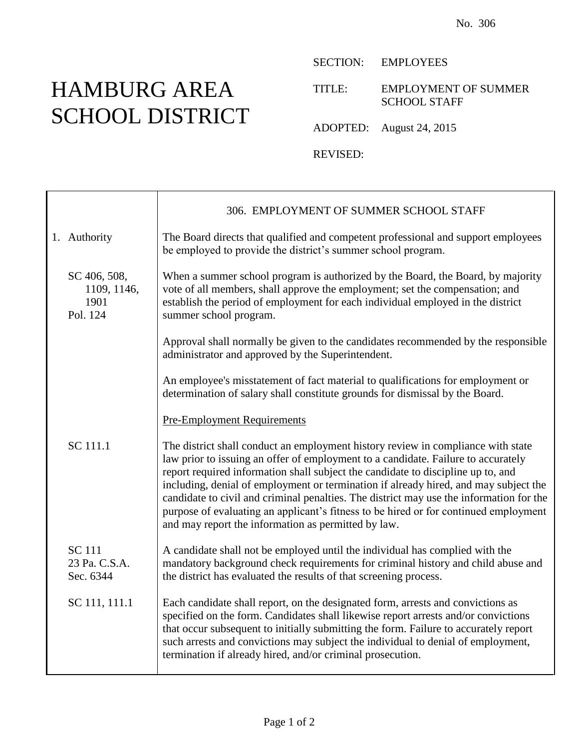No. 306

# HAMBURG AREA SCHOOL DISTRICT

SECTION: EMPLOYEES

TITLE: EMPLOYMENT OF SUMMER SCHOOL STAFF

ADOPTED: August 24, 2015

REVISED:

## 306. EMPLOYMENT OF SUMMER SCHOOL STAFF

**1. Authority**

The Board directs that qualified and competent professional and support employees be employed to provide the district's summer school program.

SC 406, 508, 1109, 1146, 1901
Pol. 124

When a summer school program is authorized by the Board, the Board, by majority vote of all members, shall approve the employment; set the compensation; and establish the period of employment for each individual employed in the district summer school program.

Approval shall normally be given to the candidates recommended by the responsible administrator and approved by the Superintendent.

An employee's misstatement of fact material to qualifications for employment or determination of salary shall constitute grounds for dismissal by the Board.

<u>Pre-Employment Requirements</u>

SC 111.1

The district shall conduct an employment history review in compliance with state law prior to issuing an offer of employment to a candidate. Failure to accurately report required information shall subject the candidate to discipline up to, and including, denial of employment or termination if already hired, and may subject the candidate to civil and criminal penalties. The district may use the information for the purpose of evaluating an applicant's fitness to be hired or for continued employment and may report the information as permitted by law.

SC 111
23 Pa. C.S.A. Sec. 6344

A candidate shall not be employed until the individual has complied with the mandatory background check requirements for criminal history and child abuse and the district has evaluated the results of that screening process.

SC 111, 111.1

Each candidate shall report, on the designated form, arrests and convictions as specified on the form. Candidates shall likewise report arrests and/or convictions that occur subsequent to initially submitting the form. Failure to accurately report such arrests and convictions may subject the individual to denial of employment, termination if already hired, and/or criminal prosecution.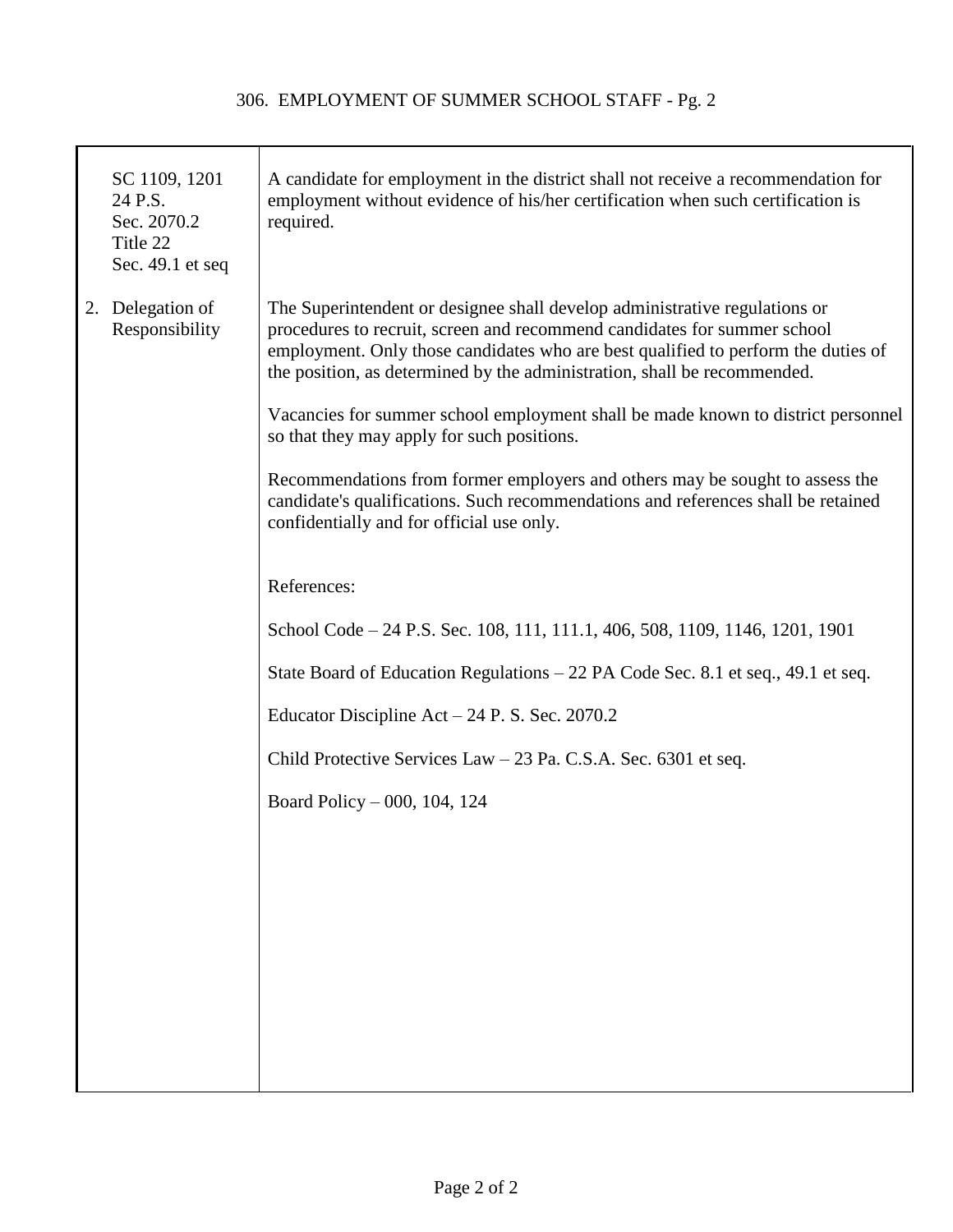SC 1109, 1201
24 P.S.
Sec. 2070.2
Title 22
Sec. 49.1 et seq

A candidate for employment in the district shall not receive a recommendation for employment without evidence of his/her certification when such certification is required.

2. Delegation of Responsibility

The Superintendent or designee shall develop administrative regulations or procedures to recruit, screen and recommend candidates for summer school employment. Only those candidates who are best qualified to perform the duties of the position, as determined by the administration, shall be recommended.

Vacancies for summer school employment shall be made known to district personnel so that they may apply for such positions.

Recommendations from former employers and others may be sought to assess the candidate's qualifications. Such recommendations and references shall be retained confidentially and for official use only.

References:

School Code – 24 P.S. Sec. 108, 111, 111.1, 406, 508, 1109, 1146, 1201, 1901

State Board of Education Regulations – 22 PA Code Sec. 8.1 et seq., 49.1 et seq.

Educator Discipline Act – 24 P. S. Sec. 2070.2

Child Protective Services Law – 23 Pa. C.S.A. Sec. 6301 et seq.

Board Policy – 000, 104, 124